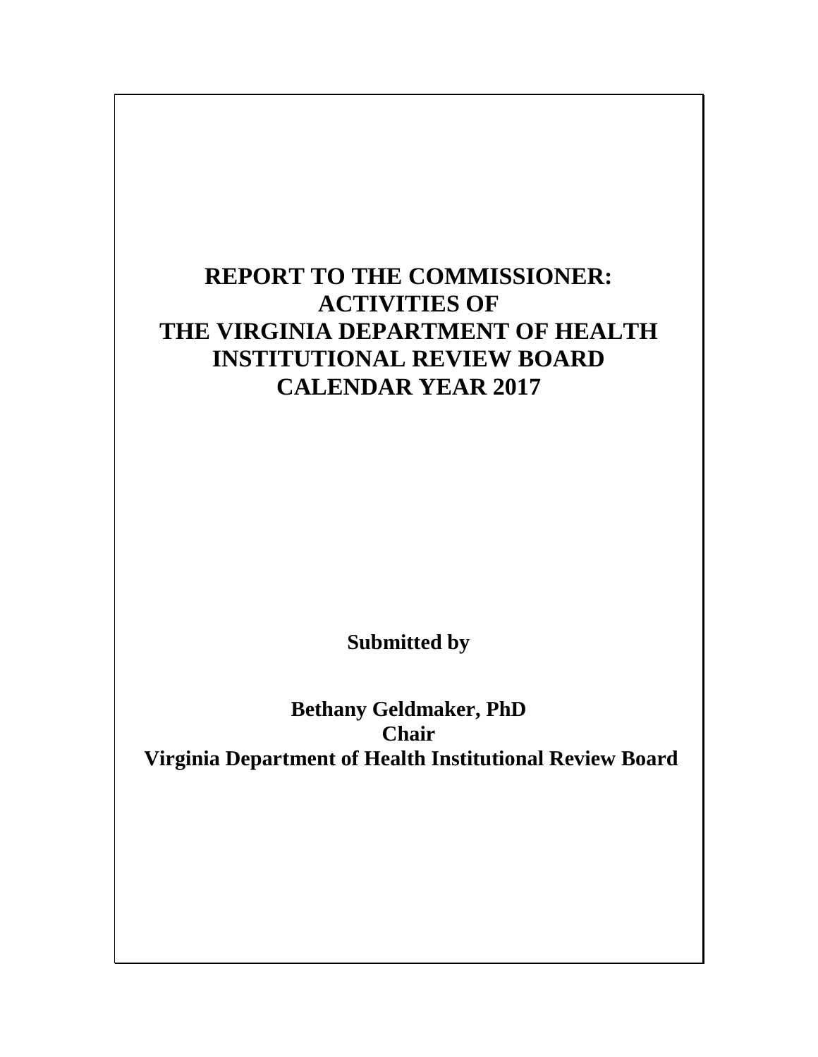# REPORT TO THE COMMISSIONER: ACTIVITIES OF THE VIRGINIA DEPARTMENT OF HEALTH INSTITUTIONAL REVIEW BOARD CALENDAR YEAR 2017

**Submitted by**

**Bethany Geldmaker, PhD**
**Chair**
**Virginia Department of Health Institutional Review Board**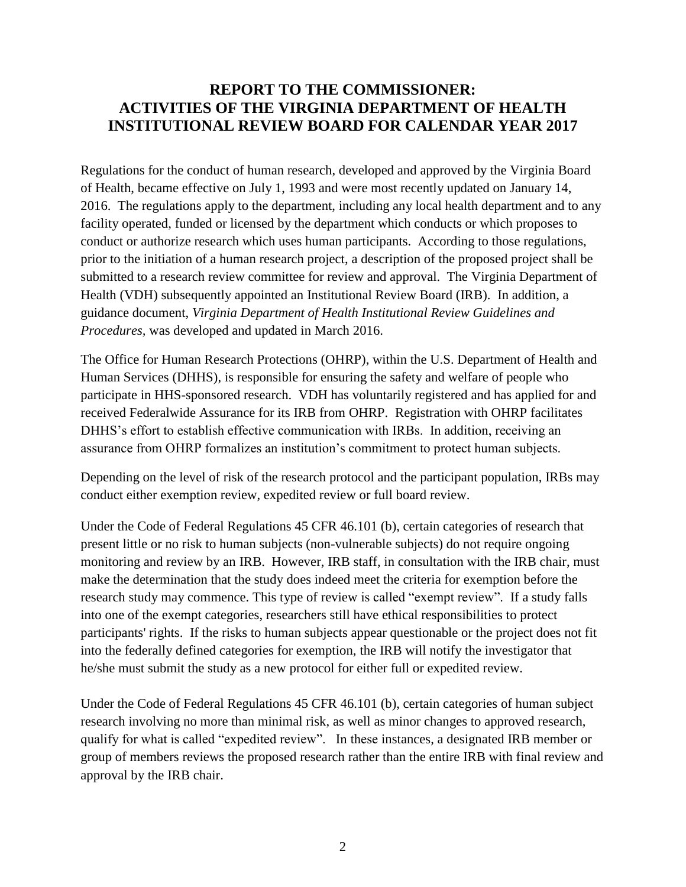# REPORT TO THE COMMISSIONER: ACTIVITIES OF THE VIRGINIA DEPARTMENT OF HEALTH INSTITUTIONAL REVIEW BOARD FOR CALENDAR YEAR 2017

Regulations for the conduct of human research, developed and approved by the Virginia Board of Health, became effective on July 1, 1993 and were most recently updated on January 14, 2016. The regulations apply to the department, including any local health department and to any facility operated, funded or licensed by the department which conducts or which proposes to conduct or authorize research which uses human participants. According to those regulations, prior to the initiation of a human research project, a description of the proposed project shall be submitted to a research review committee for review and approval. The Virginia Department of Health (VDH) subsequently appointed an Institutional Review Board (IRB). In addition, a guidance document, *Virginia Department of Health Institutional Review Guidelines and Procedures*, was developed and updated in March 2016.

The Office for Human Research Protections (OHRP), within the U.S. Department of Health and Human Services (DHHS), is responsible for ensuring the safety and welfare of people who participate in HHS-sponsored research. VDH has voluntarily registered and has applied for and received Federalwide Assurance for its IRB from OHRP. Registration with OHRP facilitates DHHS's effort to establish effective communication with IRBs. In addition, receiving an assurance from OHRP formalizes an institution's commitment to protect human subjects.

Depending on the level of risk of the research protocol and the participant population, IRBs may conduct either exemption review, expedited review or full board review.

Under the Code of Federal Regulations 45 CFR 46.101 (b), certain categories of research that present little or no risk to human subjects (non-vulnerable subjects) do not require ongoing monitoring and review by an IRB. However, IRB staff, in consultation with the IRB chair, must make the determination that the study does indeed meet the criteria for exemption before the research study may commence. This type of review is called "exempt review". If a study falls into one of the exempt categories, researchers still have ethical responsibilities to protect participants' rights. If the risks to human subjects appear questionable or the project does not fit into the federally defined categories for exemption, the IRB will notify the investigator that he/she must submit the study as a new protocol for either full or expedited review.

Under the Code of Federal Regulations 45 CFR 46.101 (b), certain categories of human subject research involving no more than minimal risk, as well as minor changes to approved research, qualify for what is called "expedited review". In these instances, a designated IRB member or group of members reviews the proposed research rather than the entire IRB with final review and approval by the IRB chair.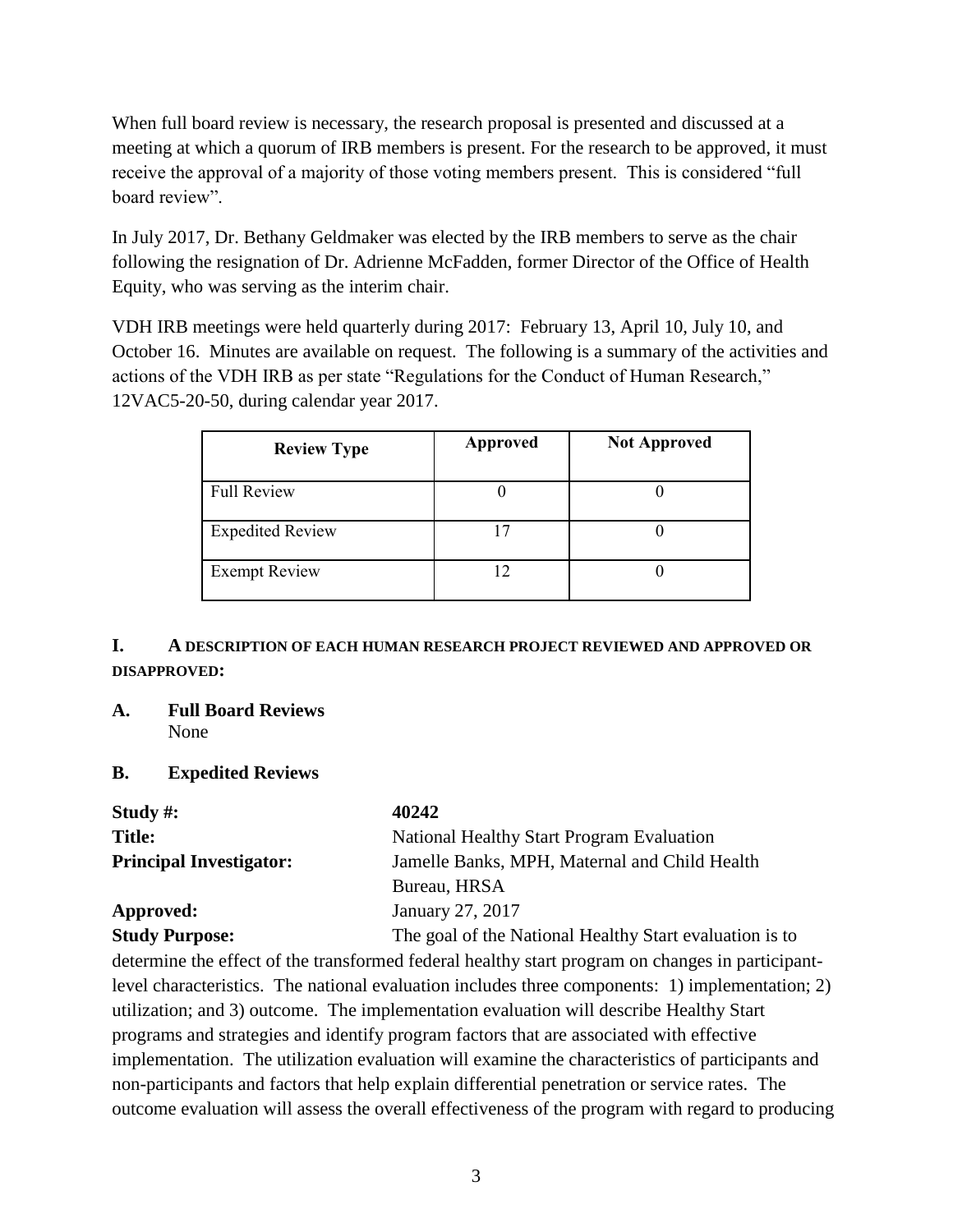When full board review is necessary, the research proposal is presented and discussed at a meeting at which a quorum of IRB members is present. For the research to be approved, it must receive the approval of a majority of those voting members present. This is considered "full board review".

In July 2017, Dr. Bethany Geldmaker was elected by the IRB members to serve as the chair following the resignation of Dr. Adrienne McFadden, former Director of the Office of Health Equity, who was serving as the interim chair.

VDH IRB meetings were held quarterly during 2017: February 13, April 10, July 10, and October 16. Minutes are available on request. The following is a summary of the activities and actions of the VDH IRB as per state "Regulations for the Conduct of Human Research," 12VAC5-20-50, during calendar year 2017.

| Review Type | Approved | Not Approved |
|---|---|---|
| Full Review | 0 | 0 |
| Expedited Review | 17 | 0 |
| Exempt Review | 12 | 0 |

## I. A DESCRIPTION OF EACH HUMAN RESEARCH PROJECT REVIEWED AND APPROVED OR DISAPPROVED:

### A. Full Board Reviews

None

### B. Expedited Reviews

**Study #:** 40242

**Title:** National Healthy Start Program Evaluation

**Principal Investigator:** Jamelle Banks, MPH, Maternal and Child Health Bureau, HRSA

**Approved:** January 27, 2017

**Study Purpose:** The goal of the National Healthy Start evaluation is to determine the effect of the transformed federal healthy start program on changes in participant-level characteristics. The national evaluation includes three components: 1) implementation; 2) utilization; and 3) outcome. The implementation evaluation will describe Healthy Start programs and strategies and identify program factors that are associated with effective implementation. The utilization evaluation will examine the characteristics of participants and non-participants and factors that help explain differential penetration or service rates. The outcome evaluation will assess the overall effectiveness of the program with regard to producing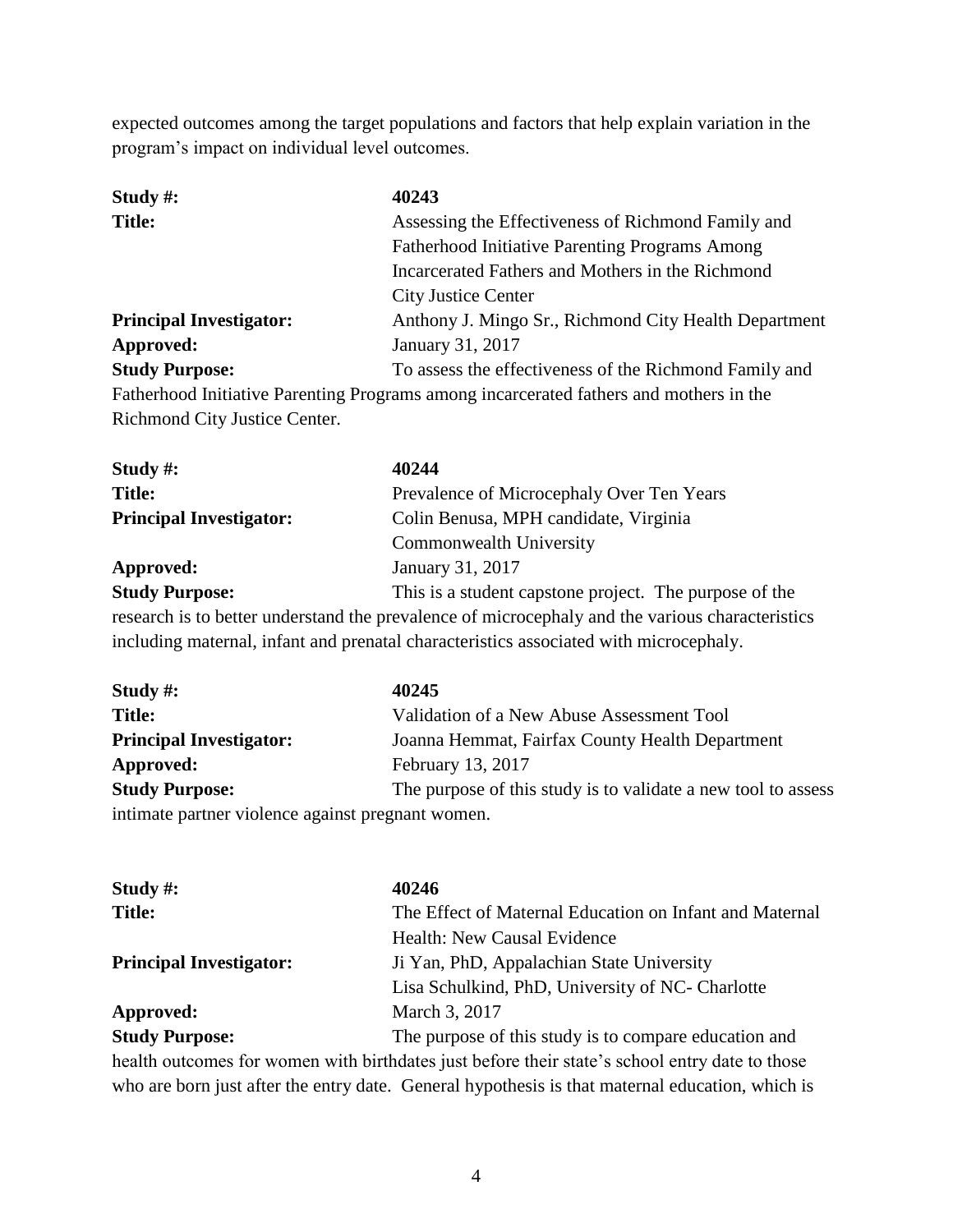expected outcomes among the target populations and factors that help explain variation in the program's impact on individual level outcomes.

**Study #:** **40243**
**Title:** Assessing the Effectiveness of Richmond Family and Fatherhood Initiative Parenting Programs Among Incarcerated Fathers and Mothers in the Richmond City Justice Center
**Principal Investigator:** Anthony J. Mingo Sr., Richmond City Health Department
**Approved:** January 31, 2017
**Study Purpose:** To assess the effectiveness of the Richmond Family and Fatherhood Initiative Parenting Programs among incarcerated fathers and mothers in the Richmond City Justice Center.

**Study #:** **40244**
**Title:** Prevalence of Microcephaly Over Ten Years
**Principal Investigator:** Colin Benusa, MPH candidate, Virginia Commonwealth University
**Approved:** January 31, 2017
**Study Purpose:** This is a student capstone project. The purpose of the research is to better understand the prevalence of microcephaly and the various characteristics including maternal, infant and prenatal characteristics associated with microcephaly.

**Study #:** **40245**
**Title:** Validation of a New Abuse Assessment Tool
**Principal Investigator:** Joanna Hemmat, Fairfax County Health Department
**Approved:** February 13, 2017
**Study Purpose:** The purpose of this study is to validate a new tool to assess intimate partner violence against pregnant women.

**Study #:** **40246**
**Title:** The Effect of Maternal Education on Infant and Maternal Health: New Causal Evidence
**Principal Investigator:** Ji Yan, PhD, Appalachian State University
Lisa Schulkind, PhD, University of NC- Charlotte
**Approved:** March 3, 2017
**Study Purpose:** The purpose of this study is to compare education and health outcomes for women with birthdates just before their state's school entry date to those who are born just after the entry date. General hypothesis is that maternal education, which is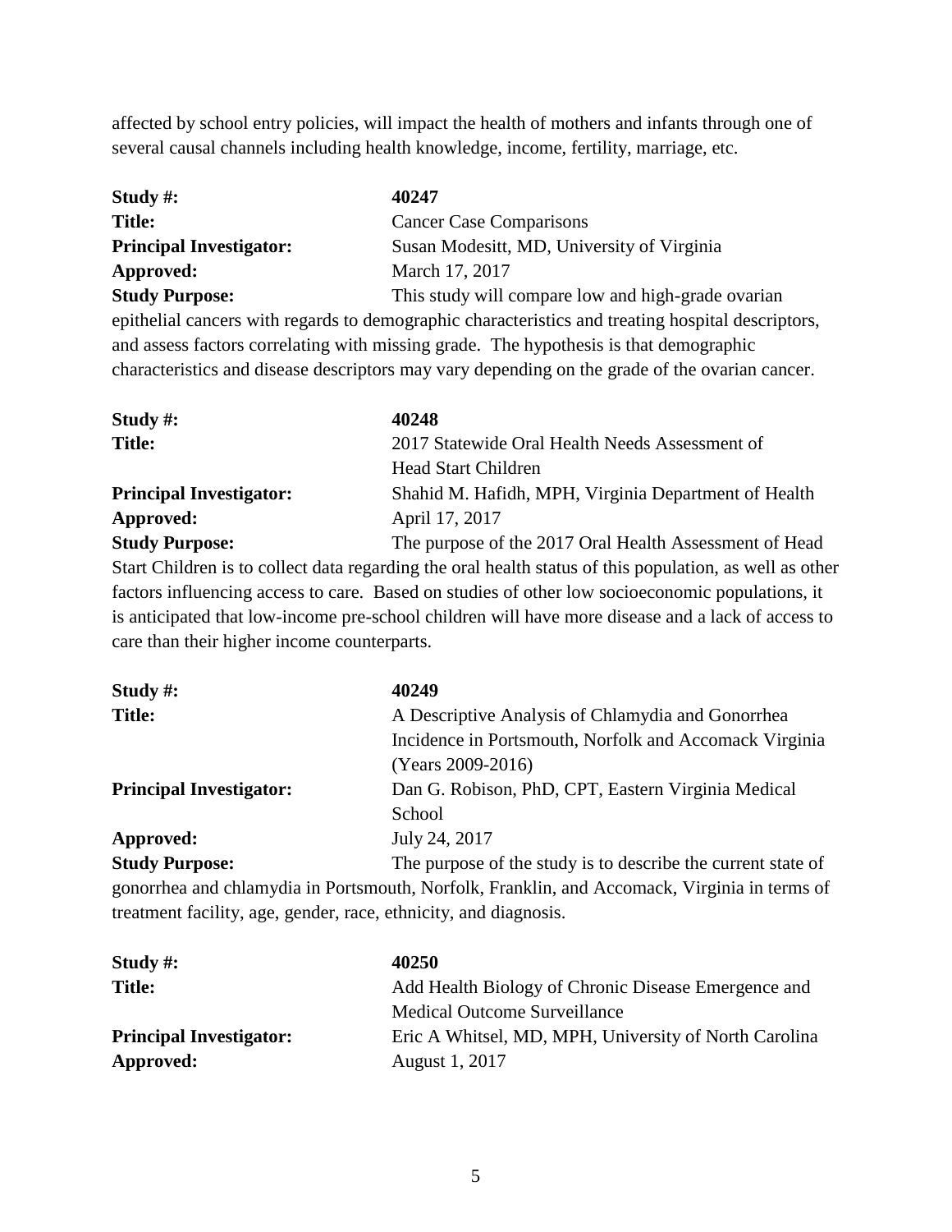affected by school entry policies, will impact the health of mothers and infants through one of several causal channels including health knowledge, income, fertility, marriage, etc.

**Study #:** **40247**
**Title:** Cancer Case Comparisons
**Principal Investigator:** Susan Modesitt, MD, University of Virginia
**Approved:** March 17, 2017
**Study Purpose:** This study will compare low and high-grade ovarian epithelial cancers with regards to demographic characteristics and treating hospital descriptors, and assess factors correlating with missing grade. The hypothesis is that demographic characteristics and disease descriptors may vary depending on the grade of the ovarian cancer.

**Study #:** **40248**
**Title:** 2017 Statewide Oral Health Needs Assessment of Head Start Children
**Principal Investigator:** Shahid M. Hafidh, MPH, Virginia Department of Health
**Approved:** April 17, 2017
**Study Purpose:** The purpose of the 2017 Oral Health Assessment of Head Start Children is to collect data regarding the oral health status of this population, as well as other factors influencing access to care. Based on studies of other low socioeconomic populations, it is anticipated that low-income pre-school children will have more disease and a lack of access to care than their higher income counterparts.

**Study #:** **40249**
**Title:** A Descriptive Analysis of Chlamydia and Gonorrhea Incidence in Portsmouth, Norfolk and Accomack Virginia (Years 2009-2016)
**Principal Investigator:** Dan G. Robison, PhD, CPT, Eastern Virginia Medical School
**Approved:** July 24, 2017
**Study Purpose:** The purpose of the study is to describe the current state of gonorrhea and chlamydia in Portsmouth, Norfolk, Franklin, and Accomack, Virginia in terms of treatment facility, age, gender, race, ethnicity, and diagnosis.

**Study #:** **40250**
**Title:** Add Health Biology of Chronic Disease Emergence and Medical Outcome Surveillance
**Principal Investigator:** Eric A Whitsel, MD, MPH, University of North Carolina
**Approved:** August 1, 2017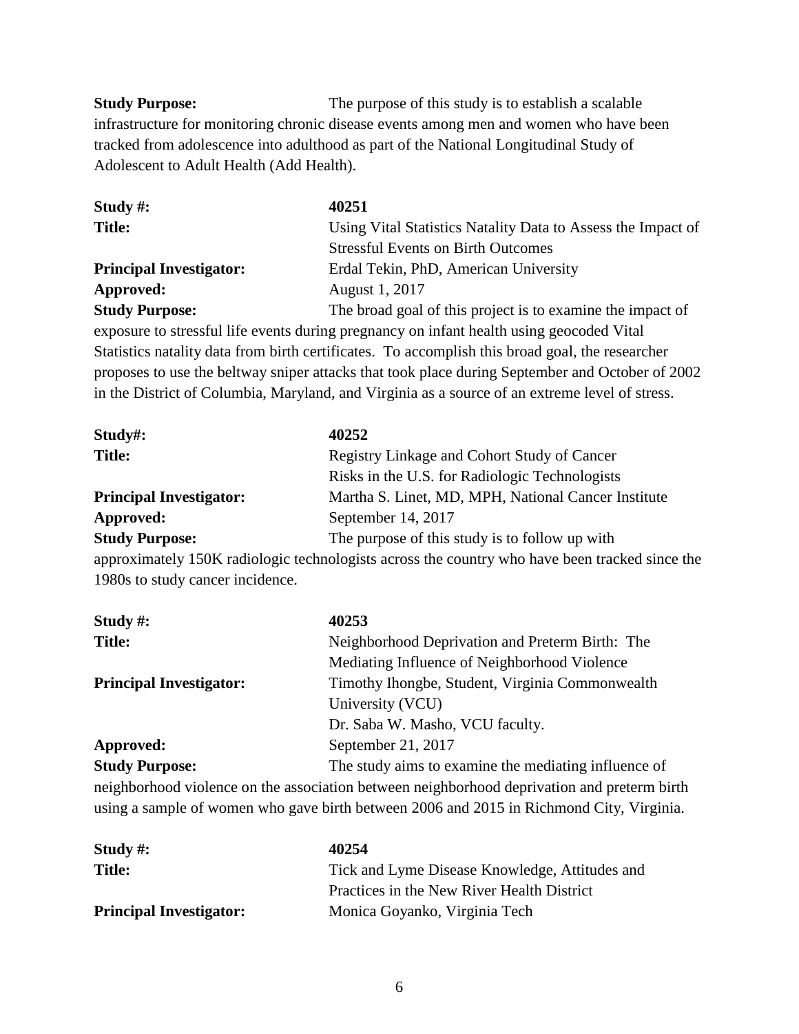**Study Purpose:** The purpose of this study is to establish a scalable infrastructure for monitoring chronic disease events among men and women who have been tracked from adolescence into adulthood as part of the National Longitudinal Study of Adolescent to Adult Health (Add Health).

**Study #:** **40251**
**Title:** Using Vital Statistics Natality Data to Assess the Impact of Stressful Events on Birth Outcomes
**Principal Investigator:** Erdal Tekin, PhD, American University
**Approved:** August 1, 2017
**Study Purpose:** The broad goal of this project is to examine the impact of exposure to stressful life events during pregnancy on infant health using geocoded Vital Statistics natality data from birth certificates. To accomplish this broad goal, the researcher proposes to use the beltway sniper attacks that took place during September and October of 2002 in the District of Columbia, Maryland, and Virginia as a source of an extreme level of stress.

**Study#:** **40252**
**Title:** Registry Linkage and Cohort Study of Cancer Risks in the U.S. for Radiologic Technologists
**Principal Investigator:** Martha S. Linet, MD, MPH, National Cancer Institute
**Approved:** September 14, 2017
**Study Purpose:** The purpose of this study is to follow up with approximately 150K radiologic technologists across the country who have been tracked since the 1980s to study cancer incidence.

**Study #:** **40253**
**Title:** Neighborhood Deprivation and Preterm Birth: The Mediating Influence of Neighborhood Violence
**Principal Investigator:** Timothy Ihongbe, Student, Virginia Commonwealth University (VCU)
Dr. Saba W. Masho, VCU faculty.
**Approved:** September 21, 2017
**Study Purpose:** The study aims to examine the mediating influence of neighborhood violence on the association between neighborhood deprivation and preterm birth using a sample of women who gave birth between 2006 and 2015 in Richmond City, Virginia.

**Study #:** **40254**
**Title:** Tick and Lyme Disease Knowledge, Attitudes and Practices in the New River Health District
**Principal Investigator:** Monica Goyanko, Virginia Tech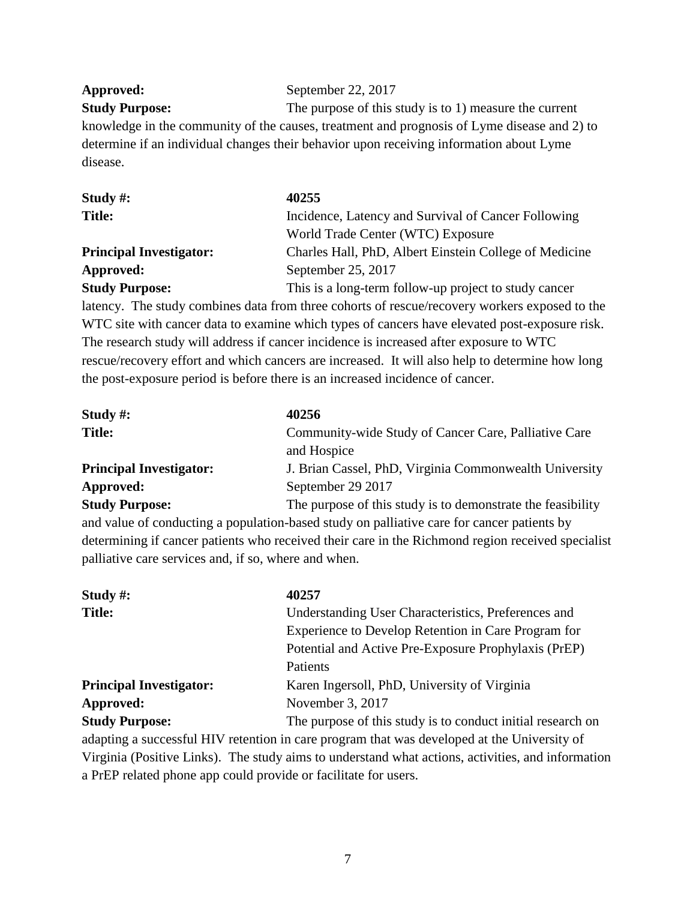**Approved:** September 22, 2017

**Study Purpose:** The purpose of this study is to 1) measure the current knowledge in the community of the causes, treatment and prognosis of Lyme disease and 2) to determine if an individual changes their behavior upon receiving information about Lyme disease.

**Study #:** **40255**

**Title:** Incidence, Latency and Survival of Cancer Following World Trade Center (WTC) Exposure

**Principal Investigator:** Charles Hall, PhD, Albert Einstein College of Medicine

**Approved:** September 25, 2017

**Study Purpose:** This is a long-term follow-up project to study cancer latency. The study combines data from three cohorts of rescue/recovery workers exposed to the WTC site with cancer data to examine which types of cancers have elevated post-exposure risk. The research study will address if cancer incidence is increased after exposure to WTC rescue/recovery effort and which cancers are increased. It will also help to determine how long the post-exposure period is before there is an increased incidence of cancer.

**Study #:** **40256**

**Title:** Community-wide Study of Cancer Care, Palliative Care and Hospice

**Principal Investigator:** J. Brian Cassel, PhD, Virginia Commonwealth University

**Approved:** September 29 2017

**Study Purpose:** The purpose of this study is to demonstrate the feasibility and value of conducting a population-based study on palliative care for cancer patients by determining if cancer patients who received their care in the Richmond region received specialist palliative care services and, if so, where and when.

**Study #:** **40257**

**Title:** Understanding User Characteristics, Preferences and Experience to Develop Retention in Care Program for Potential and Active Pre-Exposure Prophylaxis (PrEP) Patients

**Principal Investigator:** Karen Ingersoll, PhD, University of Virginia

**Approved:** November 3, 2017

**Study Purpose:** The purpose of this study is to conduct initial research on adapting a successful HIV retention in care program that was developed at the University of Virginia (Positive Links). The study aims to understand what actions, activities, and information a PrEP related phone app could provide or facilitate for users.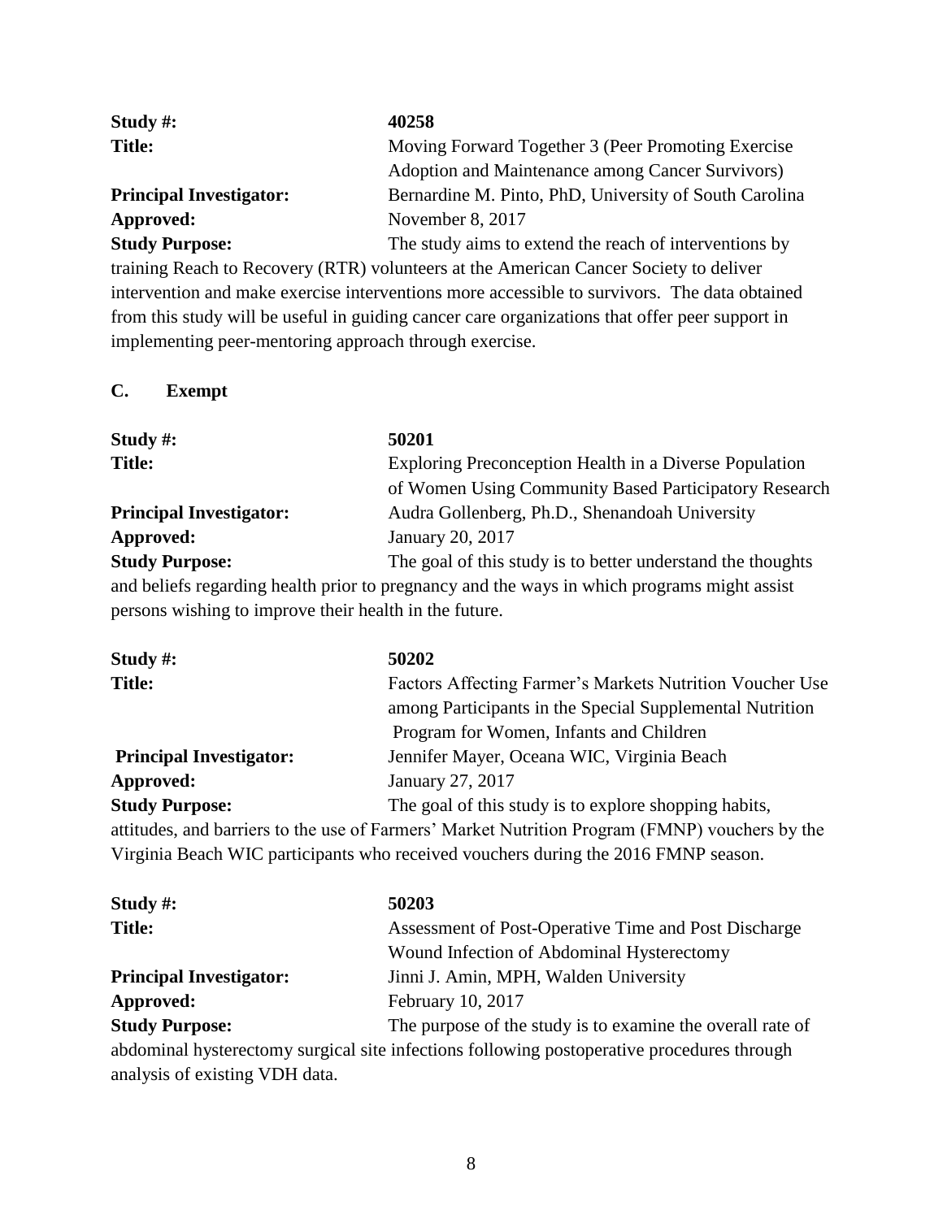**Study #:** 40258

**Title:** Moving Forward Together 3 (Peer Promoting Exercise Adoption and Maintenance among Cancer Survivors)

**Principal Investigator:** Bernardine M. Pinto, PhD, University of South Carolina

**Approved:** November 8, 2017

**Study Purpose:** The study aims to extend the reach of interventions by training Reach to Recovery (RTR) volunteers at the American Cancer Society to deliver intervention and make exercise interventions more accessible to survivors. The data obtained from this study will be useful in guiding cancer care organizations that offer peer support in implementing peer-mentoring approach through exercise.

### C. Exempt

**Study #:** 50201

**Title:** Exploring Preconception Health in a Diverse Population of Women Using Community Based Participatory Research

**Principal Investigator:** Audra Gollenberg, Ph.D., Shenandoah University

**Approved:** January 20, 2017

**Study Purpose:** The goal of this study is to better understand the thoughts and beliefs regarding health prior to pregnancy and the ways in which programs might assist persons wishing to improve their health in the future.

**Study #:** 50202

**Title:** Factors Affecting Farmer's Markets Nutrition Voucher Use among Participants in the Special Supplemental Nutrition Program for Women, Infants and Children

**Principal Investigator:** Jennifer Mayer, Oceana WIC, Virginia Beach

**Approved:** January 27, 2017

**Study Purpose:** The goal of this study is to explore shopping habits, attitudes, and barriers to the use of Farmers' Market Nutrition Program (FMNP) vouchers by the Virginia Beach WIC participants who received vouchers during the 2016 FMNP season.

**Study #:** 50203

**Title:** Assessment of Post-Operative Time and Post Discharge Wound Infection of Abdominal Hysterectomy

**Principal Investigator:** Jinni J. Amin, MPH, Walden University

**Approved:** February 10, 2017

**Study Purpose:** The purpose of the study is to examine the overall rate of abdominal hysterectomy surgical site infections following postoperative procedures through analysis of existing VDH data.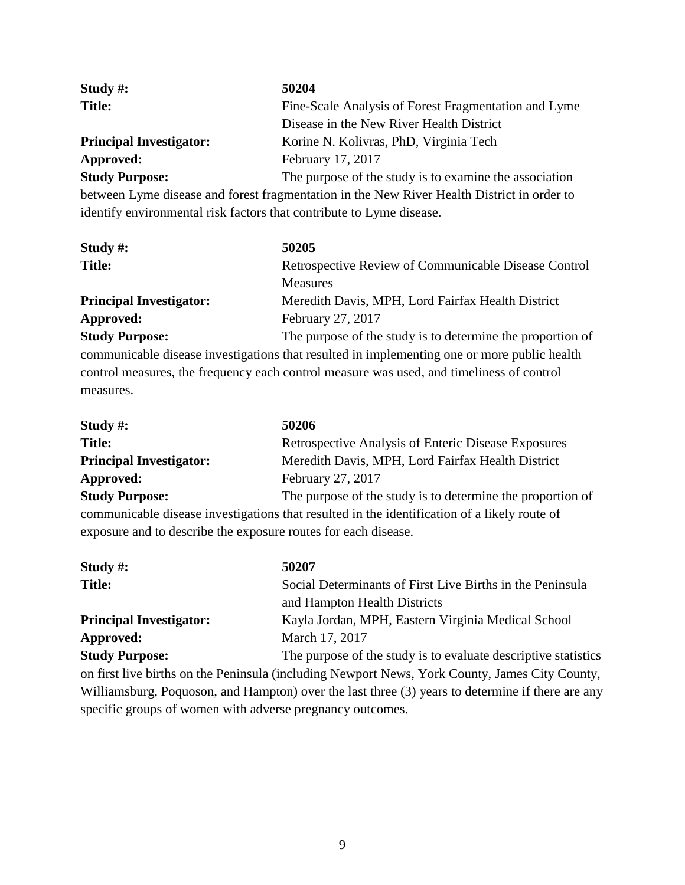**Study #:** **50204**

**Title:** Fine-Scale Analysis of Forest Fragmentation and Lyme Disease in the New River Health District

**Principal Investigator:** Korine N. Kolivras, PhD, Virginia Tech

**Approved:** February 17, 2017

**Study Purpose:** The purpose of the study is to examine the association between Lyme disease and forest fragmentation in the New River Health District in order to identify environmental risk factors that contribute to Lyme disease.

**Study #:** **50205**

**Title:** Retrospective Review of Communicable Disease Control Measures

**Principal Investigator:** Meredith Davis, MPH, Lord Fairfax Health District

**Approved:** February 27, 2017

**Study Purpose:** The purpose of the study is to determine the proportion of communicable disease investigations that resulted in implementing one or more public health control measures, the frequency each control measure was used, and timeliness of control measures.

**Study #:** **50206**

**Title:** Retrospective Analysis of Enteric Disease Exposures

**Principal Investigator:** Meredith Davis, MPH, Lord Fairfax Health District

**Approved:** February 27, 2017

**Study Purpose:** The purpose of the study is to determine the proportion of communicable disease investigations that resulted in the identification of a likely route of exposure and to describe the exposure routes for each disease.

**Study #:** **50207**

**Title:** Social Determinants of First Live Births in the Peninsula and Hampton Health Districts

**Principal Investigator:** Kayla Jordan, MPH, Eastern Virginia Medical School

**Approved:** March 17, 2017

**Study Purpose:** The purpose of the study is to evaluate descriptive statistics on first live births on the Peninsula (including Newport News, York County, James City County, Williamsburg, Poquoson, and Hampton) over the last three (3) years to determine if there are any specific groups of women with adverse pregnancy outcomes.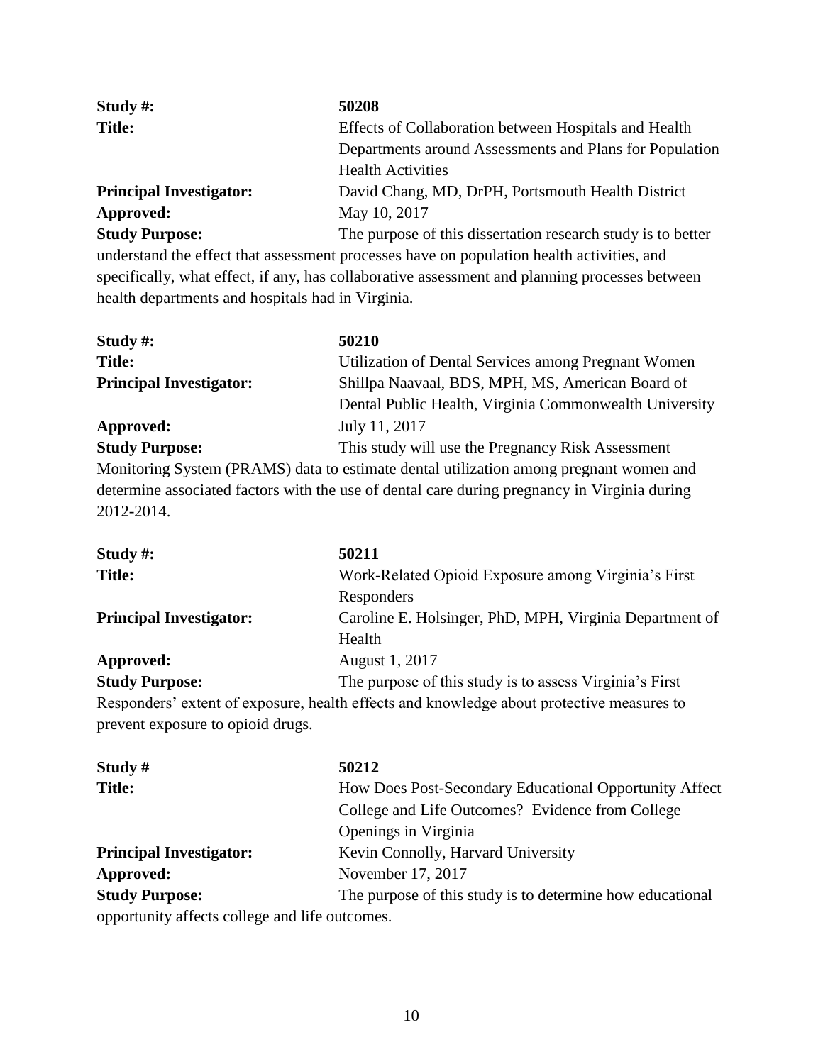**Study #:** 50208

**Title:** Effects of Collaboration between Hospitals and Health Departments around Assessments and Plans for Population Health Activities

**Principal Investigator:** David Chang, MD, DrPH, Portsmouth Health District

**Approved:** May 10, 2017

**Study Purpose:** The purpose of this dissertation research study is to better understand the effect that assessment processes have on population health activities, and specifically, what effect, if any, has collaborative assessment and planning processes between health departments and hospitals had in Virginia.

**Study #:** 50210

**Title:** Utilization of Dental Services among Pregnant Women

**Principal Investigator:** Shillpa Naavaal, BDS, MPH, MS, American Board of Dental Public Health, Virginia Commonwealth University

**Approved:** July 11, 2017

**Study Purpose:** This study will use the Pregnancy Risk Assessment Monitoring System (PRAMS) data to estimate dental utilization among pregnant women and determine associated factors with the use of dental care during pregnancy in Virginia during 2012-2014.

**Study #:** 50211

**Title:** Work-Related Opioid Exposure among Virginia's First Responders

**Principal Investigator:** Caroline E. Holsinger, PhD, MPH, Virginia Department of Health

**Approved:** August 1, 2017

**Study Purpose:** The purpose of this study is to assess Virginia's First Responders' extent of exposure, health effects and knowledge about protective measures to prevent exposure to opioid drugs.

**Study #** 50212

**Title:** How Does Post-Secondary Educational Opportunity Affect College and Life Outcomes? Evidence from College Openings in Virginia

**Principal Investigator:** Kevin Connolly, Harvard University

**Approved:** November 17, 2017

**Study Purpose:** The purpose of this study is to determine how educational opportunity affects college and life outcomes.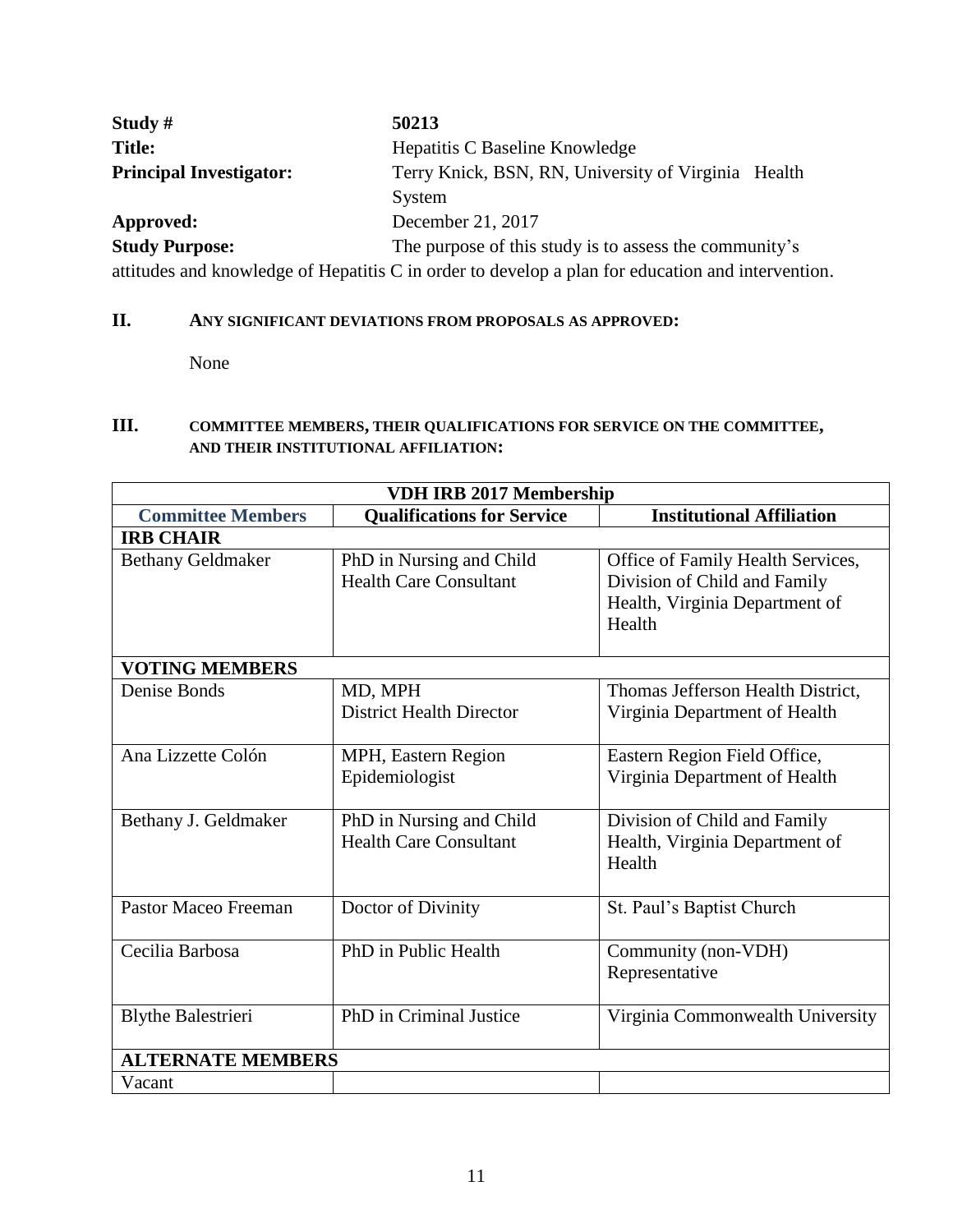| | |
|---|---|
| **Study #** | **50213** |
| **Title:** | Hepatitis C Baseline Knowledge |
| **Principal Investigator:** | Terry Knick, BSN, RN, University of Virginia Health System |
| **Approved:** | December 21, 2017 |
| **Study Purpose:** | The purpose of this study is to assess the community's attitudes and knowledge of Hepatitis C in order to develop a plan for education and intervention. |

## II. ANY SIGNIFICANT DEVIATIONS FROM PROPOSALS AS APPROVED:

None

## III. COMMITTEE MEMBERS, THEIR QUALIFICATIONS FOR SERVICE ON THE COMMITTEE, AND THEIR INSTITUTIONAL AFFILIATION:

| VDH IRB 2017 Membership | | |
|---|---|---|
| **Committee Members** | **Qualifications for Service** | **Institutional Affiliation** |
| **IRB CHAIR** | | |
| Bethany Geldmaker | PhD in Nursing and Child Health Care Consultant | Office of Family Health Services, Division of Child and Family Health, Virginia Department of Health |
| **VOTING MEMBERS** | | |
| Denise Bonds | MD, MPH District Health Director | Thomas Jefferson Health District, Virginia Department of Health |
| Ana Lizzette Colón | MPH, Eastern Region Epidemiologist | Eastern Region Field Office, Virginia Department of Health |
| Bethany J. Geldmaker | PhD in Nursing and Child Health Care Consultant | Division of Child and Family Health, Virginia Department of Health |
| Pastor Maceo Freeman | Doctor of Divinity | St. Paul's Baptist Church |
| Cecilia Barbosa | PhD in Public Health | Community (non-VDH) Representative |
| Blythe Balestrieri | PhD in Criminal Justice | Virginia Commonwealth University |
| **ALTERNATE MEMBERS** | | |
| Vacant | | |